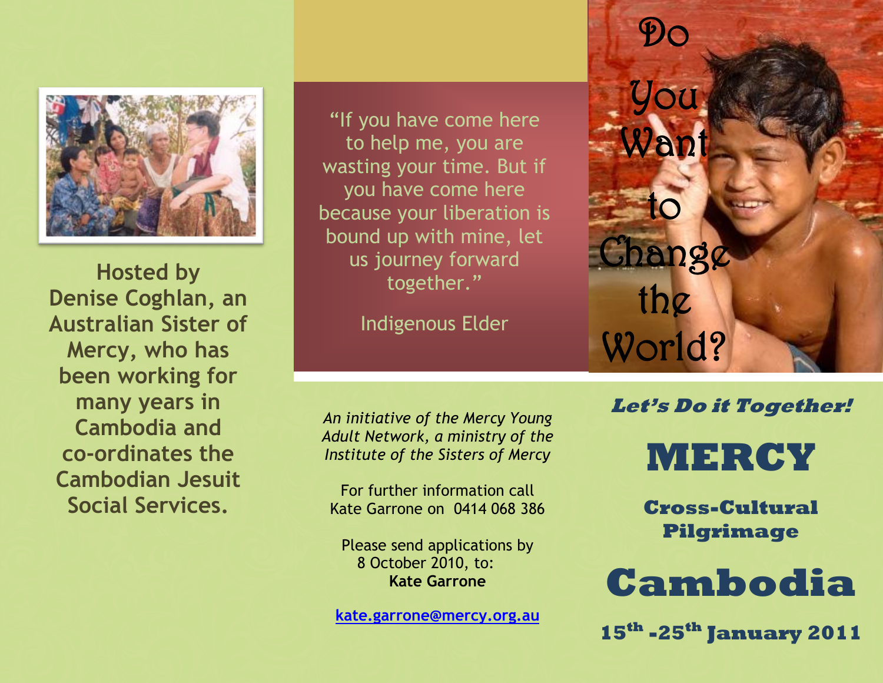Hosted by Denise Coghlan, an Australian Sister of Mercy, who has been working for many years in Cambodia and co-ordinates the Cambodian Jesuit Social Services.

"If you have come here to help me, you are wasting your time. But if you have come here because your liberation is bound up with mine, let us journey forward together."

Indigenous Elder

*An initiative of the Mercy Young Adult Network, a ministry of the Institute of the Sisters of Mercy*

For further information call Kate Garrone on 0414 068 386

Please send applications by 8 October 2010, to:
**Kate Garrone**

kate.garrone@mercy.org.au

# Do You Want to Change the World?

***Let's Do it Together!***

# MERCY

## Cross-Cultural Pilgrimage

# Cambodia

**15th -25th January 2011**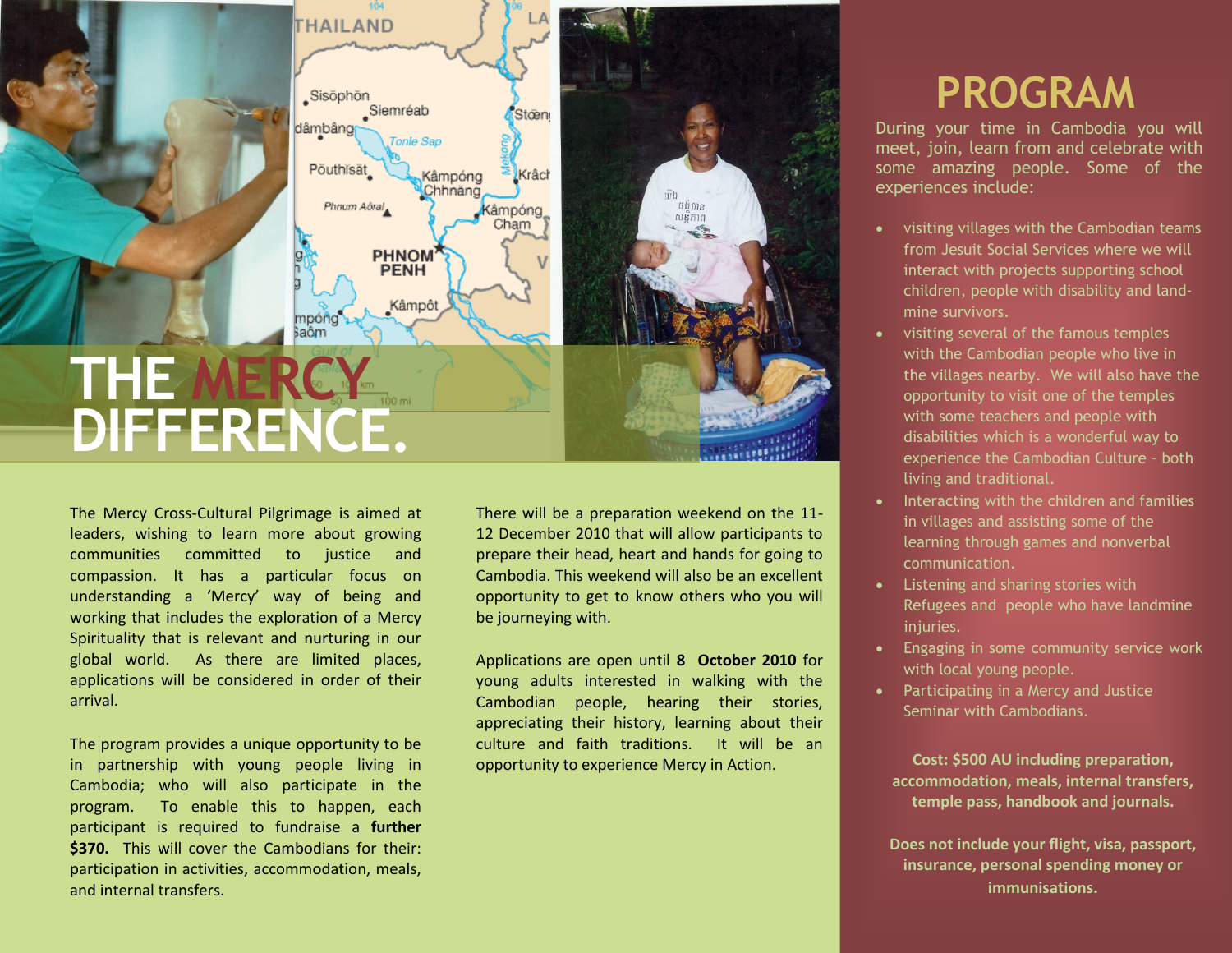# THE MERCY DIFFERENCE.

The Mercy Cross-Cultural Pilgrimage is aimed at leaders, wishing to learn more about growing communities committed to justice and compassion. It has a particular focus on understanding a 'Mercy' way of being and working that includes the exploration of a Mercy Spirituality that is relevant and nurturing in our global world. As there are limited places, applications will be considered in order of their arrival.

The program provides a unique opportunity to be in partnership with young people living in Cambodia; who will also participate in the program. To enable this to happen, each participant is required to fundraise a **further $370.** This will cover the Cambodians for their: participation in activities, accommodation, meals, and internal transfers.

There will be a preparation weekend on the 11-12 December 2010 that will allow participants to prepare their head, heart and hands for going to Cambodia. This weekend will also be an excellent opportunity to get to know others who you will be journeying with.

Applications are open until **8 October 2010** for young adults interested in walking with the Cambodian people, hearing their stories, appreciating their history, learning about their culture and faith traditions. It will be an opportunity to experience Mercy in Action.

## PROGRAM

During your time in Cambodia you will meet, join, learn from and celebrate with some amazing people. Some of the experiences include:

- visiting villages with the Cambodian teams from Jesuit Social Services where we will interact with projects supporting school children, people with disability and land-mine survivors.
- visiting several of the famous temples with the Cambodian people who live in the villages nearby. We will also have the opportunity to visit one of the temples with some teachers and people with disabilities which is a wonderful way to experience the Cambodian Culture – both living and traditional.
- Interacting with the children and families in villages and assisting some of the learning through games and nonverbal communication.
- Listening and sharing stories with Refugees and people who have landmine injuries.
- Engaging in some community service work with local young people.
- Participating in a Mercy and Justice Seminar with Cambodians.

**Cost: $500 AU including preparation, accommodation, meals, internal transfers, temple pass, handbook and journals.**

**Does not include your flight, visa, passport, insurance, personal spending money or immunisations.**